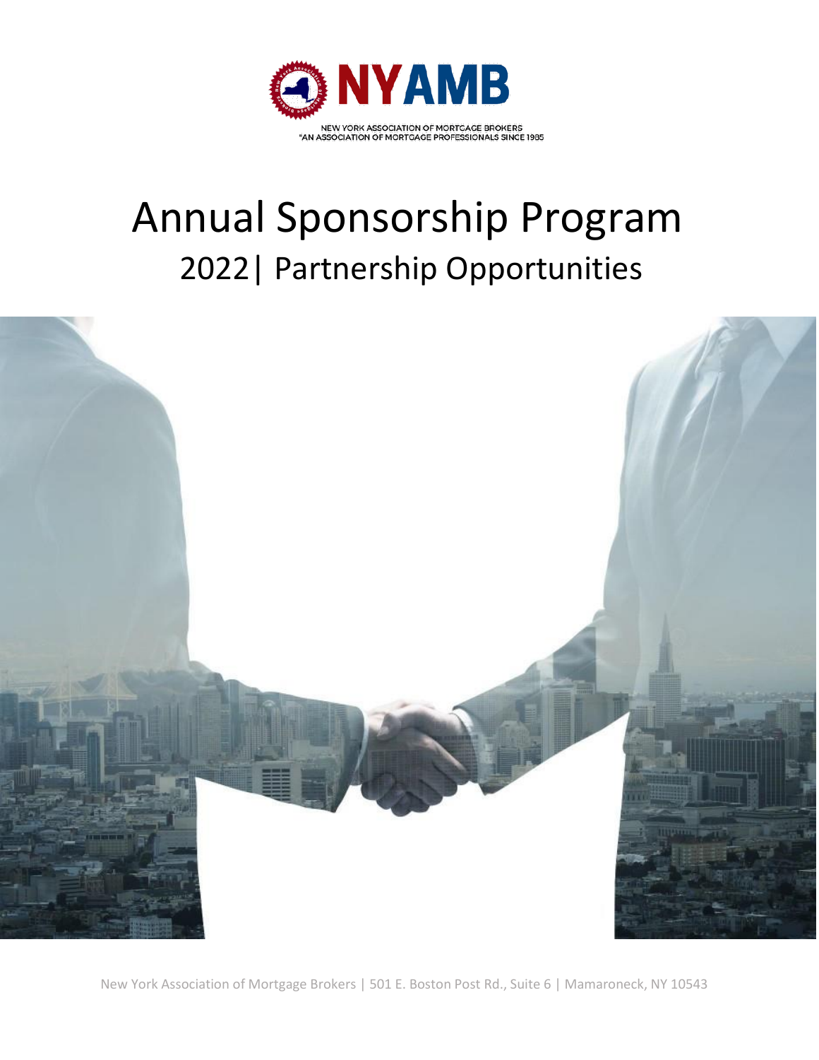NYAMB

NEW YORK ASSOCIATION OF MORTGAGE BROKERS
"AN ASSOCIATION OF MORTGAGE PROFESSIONALS SINCE 1985

# Annual Sponsorship Program

## 2022| Partnership Opportunities

New York Association of Mortgage Brokers | 501 E. Boston Post Rd., Suite 6 | Mamaroneck, NY 10543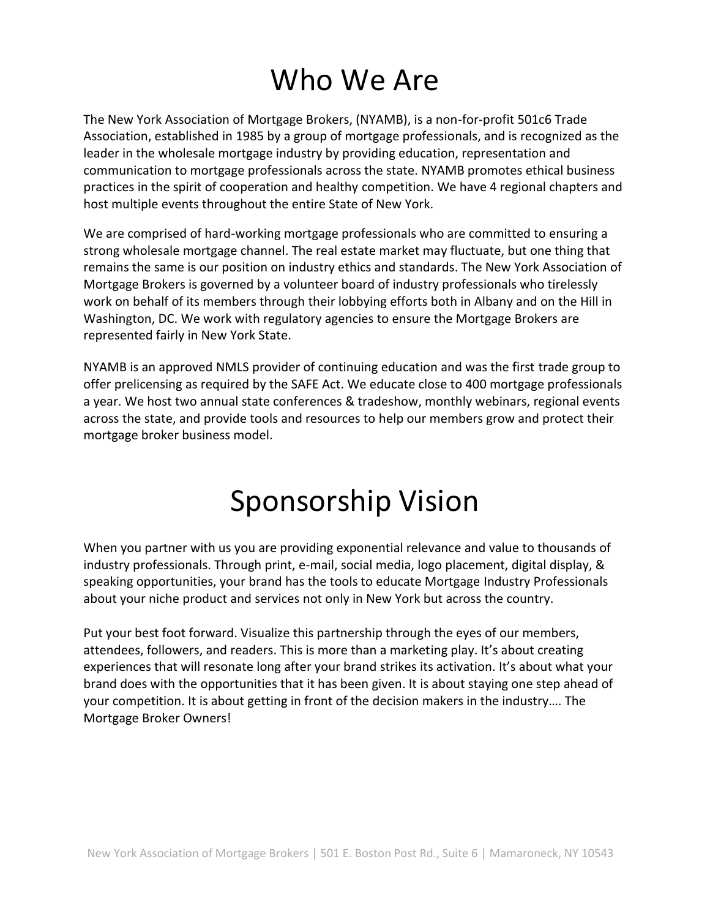# Who We Are

The New York Association of Mortgage Brokers, (NYAMB), is a non-for-profit 501c6 Trade Association, established in 1985 by a group of mortgage professionals, and is recognized as the leader in the wholesale mortgage industry by providing education, representation and communication to mortgage professionals across the state. NYAMB promotes ethical business practices in the spirit of cooperation and healthy competition. We have 4 regional chapters and host multiple events throughout the entire State of New York.

We are comprised of hard-working mortgage professionals who are committed to ensuring a strong wholesale mortgage channel. The real estate market may fluctuate, but one thing that remains the same is our position on industry ethics and standards. The New York Association of Mortgage Brokers is governed by a volunteer board of industry professionals who tirelessly work on behalf of its members through their lobbying efforts both in Albany and on the Hill in Washington, DC. We work with regulatory agencies to ensure the Mortgage Brokers are represented fairly in New York State.

NYAMB is an approved NMLS provider of continuing education and was the first trade group to offer prelicensing as required by the SAFE Act. We educate close to 400 mortgage professionals a year. We host two annual state conferences & tradeshow, monthly webinars, regional events across the state, and provide tools and resources to help our members grow and protect their mortgage broker business model.

# Sponsorship Vision

When you partner with us you are providing exponential relevance and value to thousands of industry professionals. Through print, e-mail, social media, logo placement, digital display, & speaking opportunities, your brand has the tools to educate Mortgage Industry Professionals about your niche product and services not only in New York but across the country.

Put your best foot forward. Visualize this partnership through the eyes of our members, attendees, followers, and readers. This is more than a marketing play. It's about creating experiences that will resonate long after your brand strikes its activation. It's about what your brand does with the opportunities that it has been given. It is about staying one step ahead of your competition. It is about getting in front of the decision makers in the industry…. The Mortgage Broker Owners!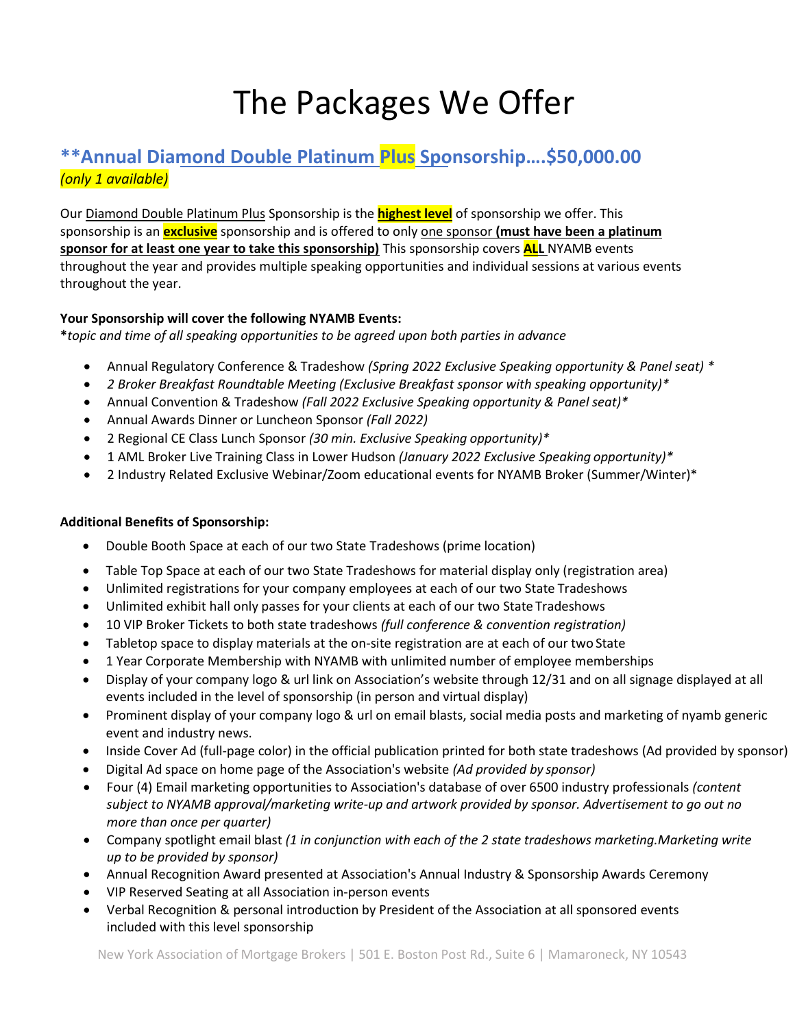# The Packages We Offer

## **Annual Diamond Double Platinum Plus Sponsorship….$50,000.00

*(only 1 available)*

Our Diamond Double Platinum Plus Sponsorship is the **highest level** of sponsorship we offer. This sponsorship is an **exclusive** sponsorship and is offered to only one sponsor **(must have been a platinum sponsor for at least one year to take this sponsorship)** This sponsorship covers **ALL** NYAMB events throughout the year and provides multiple speaking opportunities and individual sessions at various events throughout the year.

**Your Sponsorship will cover the following NYAMB Events:**
**\***topic and time of all speaking opportunities to be agreed upon both parties in advance*

- Annual Regulatory Conference & Tradeshow *(Spring 2022 Exclusive Speaking opportunity & Panel seat) \**
- *2 Broker Breakfast Roundtable Meeting (Exclusive Breakfast sponsor with speaking opportunity)\**
- Annual Convention & Tradeshow *(Fall 2022 Exclusive Speaking opportunity & Panel seat)\**
- Annual Awards Dinner or Luncheon Sponsor *(Fall 2022)*
- 2 Regional CE Class Lunch Sponsor *(30 min. Exclusive Speaking opportunity)\**
- 1 AML Broker Live Training Class in Lower Hudson *(January 2022 Exclusive Speaking opportunity)\**
- 2 Industry Related Exclusive Webinar/Zoom educational events for NYAMB Broker (Summer/Winter)*

**Additional Benefits of Sponsorship:**

- Double Booth Space at each of our two State Tradeshows (prime location)
- Table Top Space at each of our two State Tradeshows for material display only (registration area)
- Unlimited registrations for your company employees at each of our two State Tradeshows
- Unlimited exhibit hall only passes for your clients at each of our two State Tradeshows
- 10 VIP Broker Tickets to both state tradeshows *(full conference & convention registration)*
- Tabletop space to display materials at the on-site registration are at each of our two State
- 1 Year Corporate Membership with NYAMB with unlimited number of employee memberships
- Display of your company logo & url link on Association's website through 12/31 and on all signage displayed at all events included in the level of sponsorship (in person and virtual display)
- Prominent display of your company logo & url on email blasts, social media posts and marketing of nyamb generic event and industry news.
- Inside Cover Ad (full-page color) in the official publication printed for both state tradeshows (Ad provided by sponsor)
- Digital Ad space on home page of the Association's website *(Ad provided by sponsor)*
- Four (4) Email marketing opportunities to Association's database of over 6500 industry professionals *(content subject to NYAMB approval/marketing write-up and artwork provided by sponsor. Advertisement to go out no more than once per quarter)*
- Company spotlight email blast *(1 in conjunction with each of the 2 state tradeshows marketing.Marketing write up to be provided by sponsor)*
- Annual Recognition Award presented at Association's Annual Industry & Sponsorship Awards Ceremony
- VIP Reserved Seating at all Association in-person events
- Verbal Recognition & personal introduction by President of the Association at all sponsored events included with this level sponsorship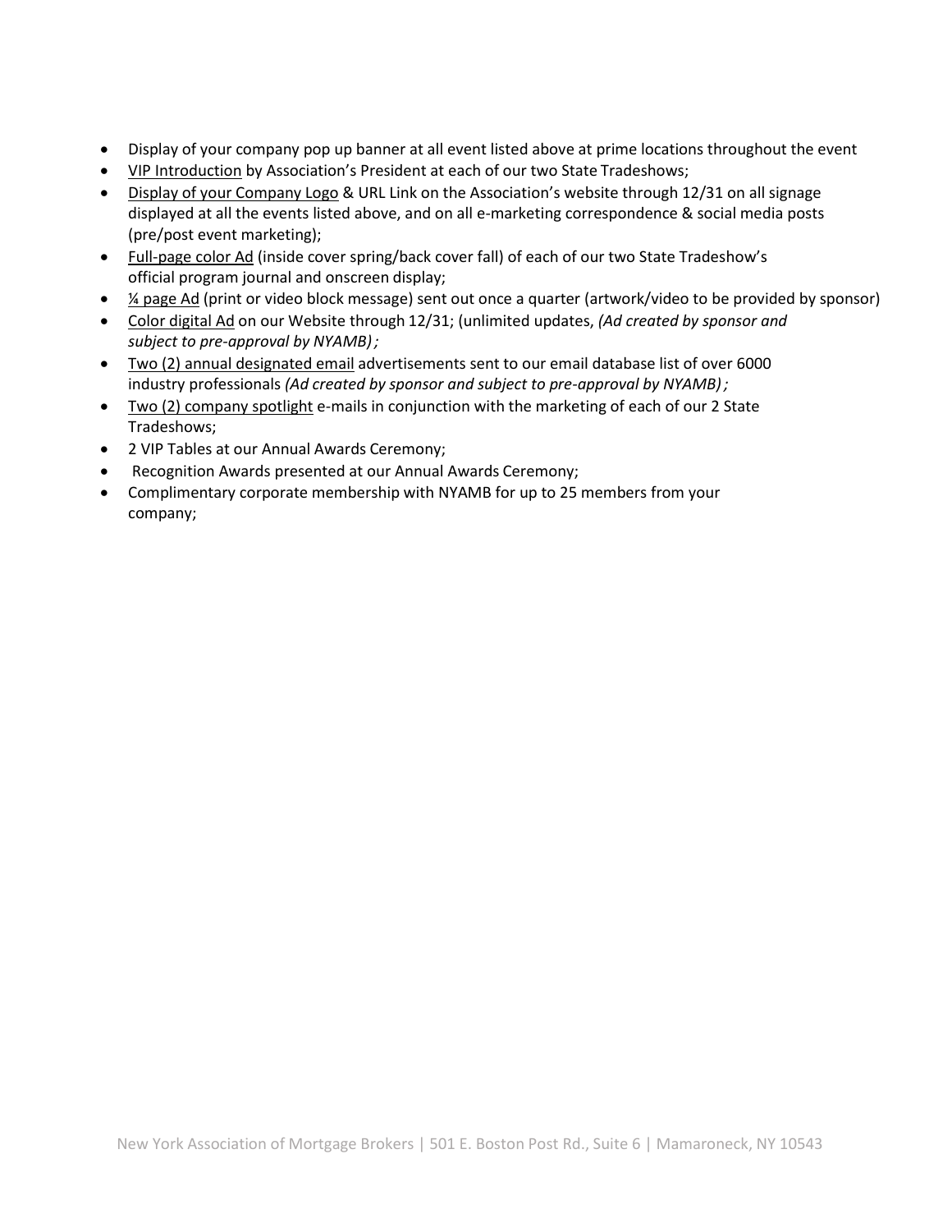- Display of your company pop up banner at all event listed above at prime locations throughout the event
- VIP Introduction by Association's President at each of our two State Tradeshows;
- Display of your Company Logo & URL Link on the Association's website through 12/31 on all signage displayed at all the events listed above, and on all e-marketing correspondence & social media posts (pre/post event marketing);
- Full-page color Ad (inside cover spring/back cover fall) of each of our two State Tradeshow's official program journal and onscreen display;
- ¼ page Ad (print or video block message) sent out once a quarter (artwork/video to be provided by sponsor)
- Color digital Ad on our Website through 12/31; (unlimited updates, *(Ad created by sponsor and subject to pre-approval by NYAMB) ;*
- Two (2) annual designated email advertisements sent to our email database list of over 6000 industry professionals *(Ad created by sponsor and subject to pre-approval by NYAMB) ;*
- Two (2) company spotlight e-mails in conjunction with the marketing of each of our 2 State Tradeshows;
- 2 VIP Tables at our Annual Awards Ceremony;
- Recognition Awards presented at our Annual Awards Ceremony;
- Complimentary corporate membership with NYAMB for up to 25 members from your company;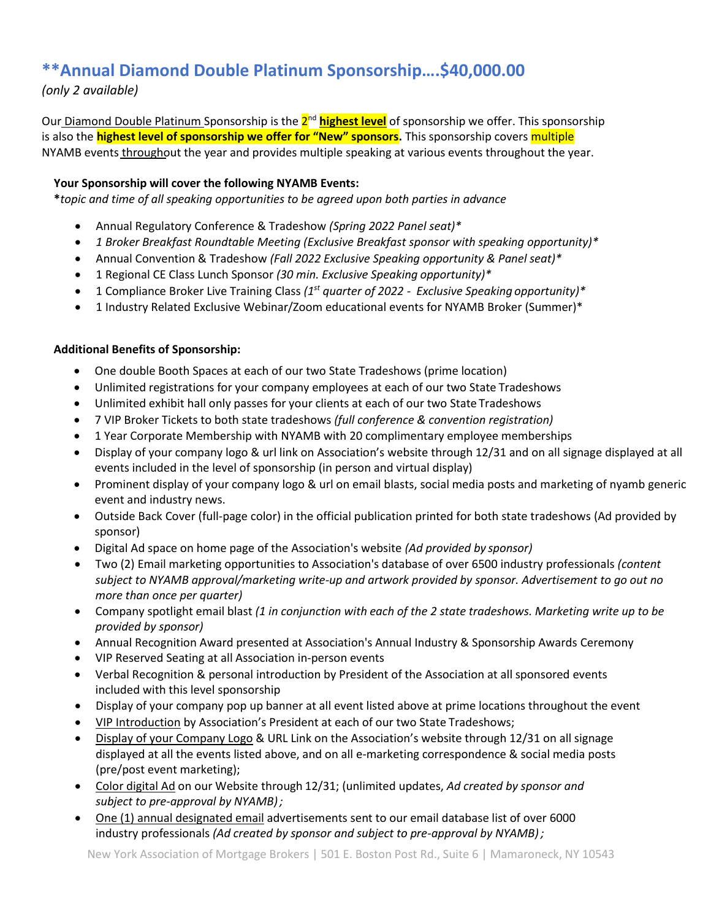## **Annual Diamond Double Platinum Sponsorship….$40,000.00

*(only 2 available)*

Our Diamond Double Platinum Sponsorship is the 2nd **highest level** of sponsorship we offer. This sponsorship is also the **highest level of sponsorship we offer for "New" sponsors.** This sponsorship covers multiple NYAMB events throughout the year and provides multiple speaking at various events throughout the year.

**Your Sponsorship will cover the following NYAMB Events:**

***topic and time of all speaking opportunities to be agreed upon both parties in advance***

- Annual Regulatory Conference & Tradeshow *(Spring 2022 Panel seat)**
- *1 Broker Breakfast Roundtable Meeting (Exclusive Breakfast sponsor with speaking opportunity)**
- Annual Convention & Tradeshow *(Fall 2022 Exclusive Speaking opportunity & Panel seat)**
- 1 Regional CE Class Lunch Sponsor *(30 min. Exclusive Speaking opportunity)**
- 1 Compliance Broker Live Training Class *(1st quarter of 2022 - Exclusive Speaking opportunity)**
- 1 Industry Related Exclusive Webinar/Zoom educational events for NYAMB Broker (Summer)*

**Additional Benefits of Sponsorship:**

- One double Booth Spaces at each of our two State Tradeshows (prime location)
- Unlimited registrations for your company employees at each of our two State Tradeshows
- Unlimited exhibit hall only passes for your clients at each of our two State Tradeshows
- 7 VIP Broker Tickets to both state tradeshows *(full conference & convention registration)*
- 1 Year Corporate Membership with NYAMB with 20 complimentary employee memberships
- Display of your company logo & url link on Association's website through 12/31 and on all signage displayed at all events included in the level of sponsorship (in person and virtual display)
- Prominent display of your company logo & url on email blasts, social media posts and marketing of nyamb generic event and industry news.
- Outside Back Cover (full-page color) in the official publication printed for both state tradeshows (Ad provided by sponsor)
- Digital Ad space on home page of the Association's website *(Ad provided by sponsor)*
- Two (2) Email marketing opportunities to Association's database of over 6500 industry professionals *(content subject to NYAMB approval/marketing write-up and artwork provided by sponsor. Advertisement to go out no more than once per quarter)*
- Company spotlight email blast *(1 in conjunction with each of the 2 state tradeshows. Marketing write up to be provided by sponsor)*
- Annual Recognition Award presented at Association's Annual Industry & Sponsorship Awards Ceremony
- VIP Reserved Seating at all Association in-person events
- Verbal Recognition & personal introduction by President of the Association at all sponsored events included with this level sponsorship
- Display of your company pop up banner at all event listed above at prime locations throughout the event
- VIP Introduction by Association's President at each of our two State Tradeshows;
- Display of your Company Logo & URL Link on the Association's website through 12/31 on all signage displayed at all the events listed above, and on all e-marketing correspondence & social media posts (pre/post event marketing);
- Color digital Ad on our Website through 12/31; (unlimited updates, *Ad created by sponsor and subject to pre-approval by NYAMB)* ;
- One (1) annual designated email advertisements sent to our email database list of over 6000 industry professionals *(Ad created by sponsor and subject to pre-approval by NYAMB)* ;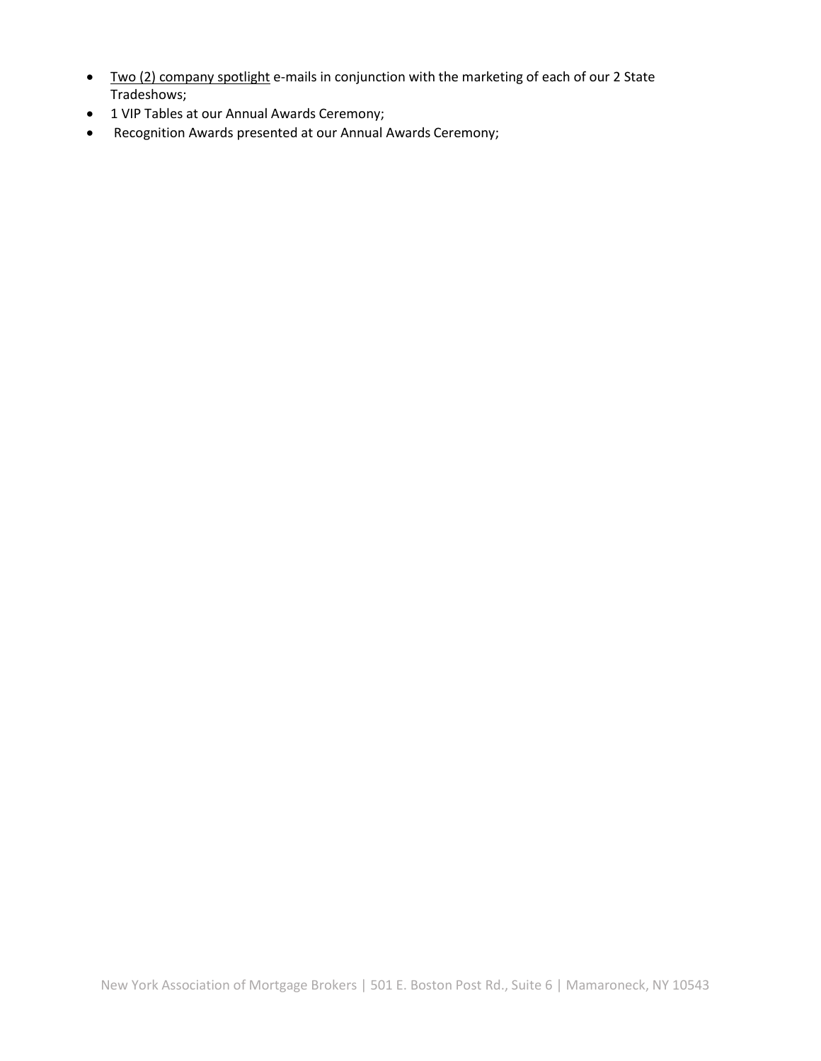- Two (2) company spotlight e-mails in conjunction with the marketing of each of our 2 State Tradeshows;
- 1 VIP Tables at our Annual Awards Ceremony;
- Recognition Awards presented at our Annual Awards Ceremony;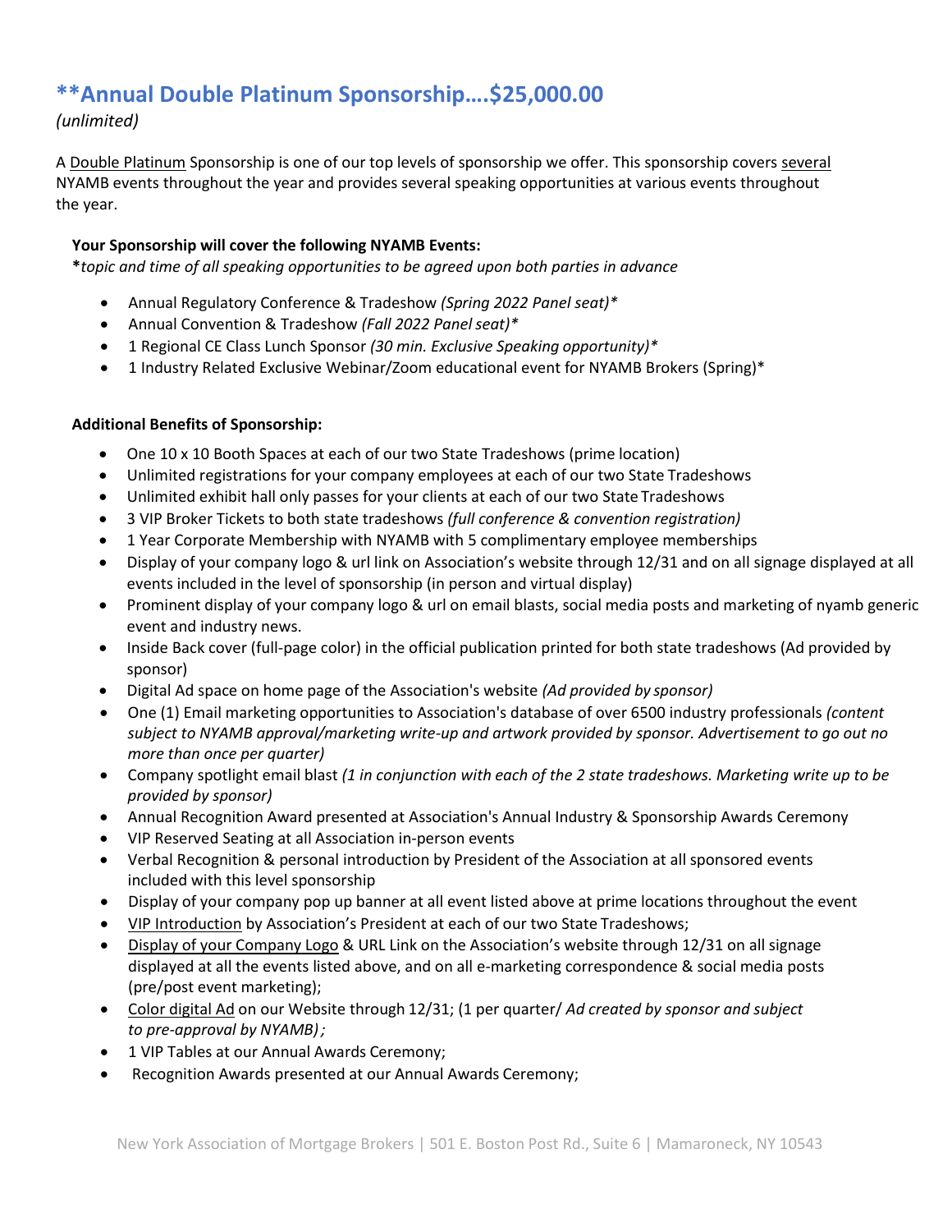## **Annual Double Platinum Sponsorship….$25,000.00

*(unlimited)*

A Double Platinum Sponsorship is one of our top levels of sponsorship we offer. This sponsorship covers several NYAMB events throughout the year and provides several speaking opportunities at various events throughout the year.

**Your Sponsorship will cover the following NYAMB Events:**

***topic and time of all speaking opportunities to be agreed upon both parties in advance***

- Annual Regulatory Conference & Tradeshow *(Spring 2022 Panel seat)**
- Annual Convention & Tradeshow *(Fall 2022 Panel seat)**
- 1 Regional CE Class Lunch Sponsor *(30 min. Exclusive Speaking opportunity)**
- 1 Industry Related Exclusive Webinar/Zoom educational event for NYAMB Brokers (Spring)*

**Additional Benefits of Sponsorship:**

- One 10 x 10 Booth Spaces at each of our two State Tradeshows (prime location)
- Unlimited registrations for your company employees at each of our two State Tradeshows
- Unlimited exhibit hall only passes for your clients at each of our two State Tradeshows
- 3 VIP Broker Tickets to both state tradeshows *(full conference & convention registration)*
- 1 Year Corporate Membership with NYAMB with 5 complimentary employee memberships
- Display of your company logo & url link on Association's website through 12/31 and on all signage displayed at all events included in the level of sponsorship (in person and virtual display)
- Prominent display of your company logo & url on email blasts, social media posts and marketing of nyamb generic event and industry news.
- Inside Back cover (full-page color) in the official publication printed for both state tradeshows (Ad provided by sponsor)
- Digital Ad space on home page of the Association's website *(Ad provided by sponsor)*
- One (1) Email marketing opportunities to Association's database of over 6500 industry professionals *(content subject to NYAMB approval/marketing write-up and artwork provided by sponsor. Advertisement to go out no more than once per quarter)*
- Company spotlight email blast *(1 in conjunction with each of the 2 state tradeshows. Marketing write up to be provided by sponsor)*
- Annual Recognition Award presented at Association's Annual Industry & Sponsorship Awards Ceremony
- VIP Reserved Seating at all Association in-person events
- Verbal Recognition & personal introduction by President of the Association at all sponsored events included with this level sponsorship
- Display of your company pop up banner at all event listed above at prime locations throughout the event
- VIP Introduction by Association's President at each of our two State Tradeshows;
- Display of your Company Logo & URL Link on the Association's website through 12/31 on all signage displayed at all the events listed above, and on all e-marketing correspondence & social media posts (pre/post event marketing);
- Color digital Ad on our Website through 12/31; (1 per quarter/ *Ad created by sponsor and subject to pre-approval by NYAMB)*;
- 1 VIP Tables at our Annual Awards Ceremony;
- Recognition Awards presented at our Annual Awards Ceremony;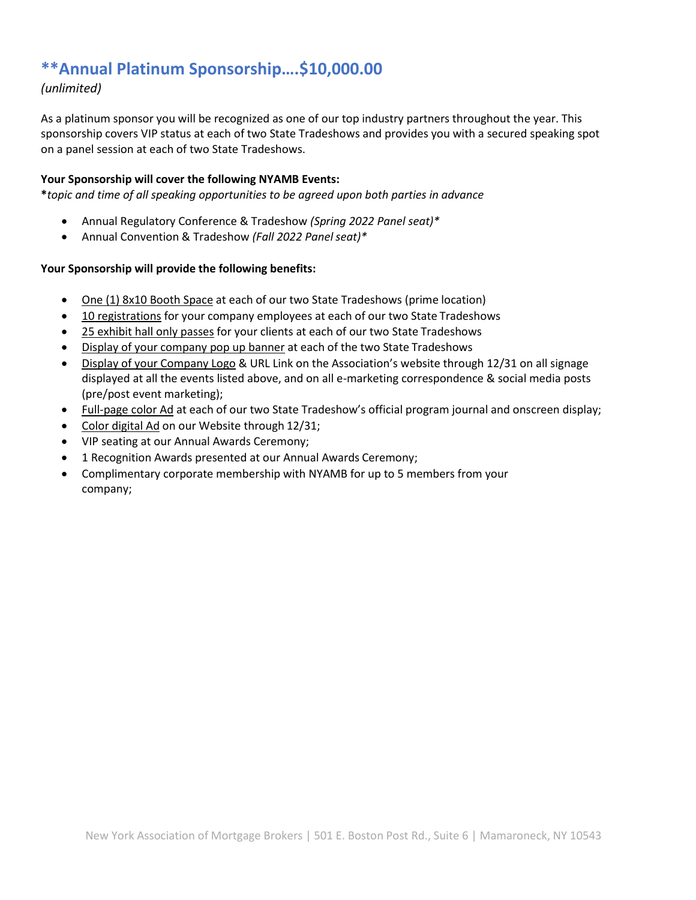## **Annual Platinum Sponsorship….$10,000.00

*(unlimited)*

As a platinum sponsor you will be recognized as one of our top industry partners throughout the year. This sponsorship covers VIP status at each of two State Tradeshows and provides you with a secured speaking spot on a panel session at each of two State Tradeshows.

**Your Sponsorship will cover the following NYAMB Events:**
**\***topic and time of all speaking opportunities to be agreed upon both parties in advance*

- Annual Regulatory Conference & Tradeshow *(Spring 2022 Panel seat)**
- Annual Convention & Tradeshow *(Fall 2022 Panel seat)**

**Your Sponsorship will provide the following benefits:**

- One (1) 8x10 Booth Space at each of our two State Tradeshows (prime location)
- 10 registrations for your company employees at each of our two State Tradeshows
- 25 exhibit hall only passes for your clients at each of our two State Tradeshows
- Display of your company pop up banner at each of the two State Tradeshows
- Display of your Company Logo & URL Link on the Association's website through 12/31 on all signage displayed at all the events listed above, and on all e-marketing correspondence & social media posts (pre/post event marketing);
- Full-page color Ad at each of our two State Tradeshow's official program journal and onscreen display;
- Color digital Ad on our Website through 12/31;
- VIP seating at our Annual Awards Ceremony;
- 1 Recognition Awards presented at our Annual Awards Ceremony;
- Complimentary corporate membership with NYAMB for up to 5 members from your company;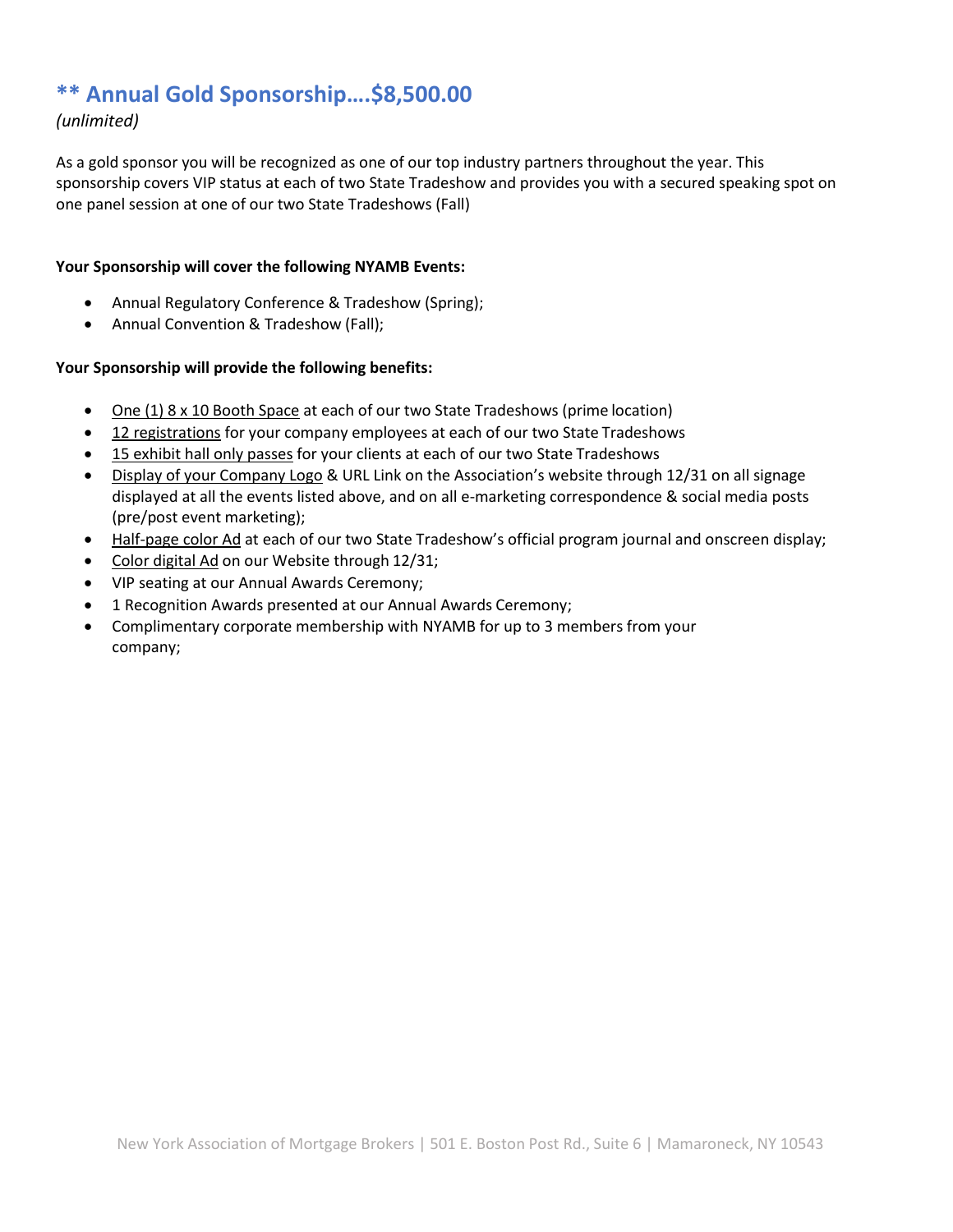## ** Annual Gold Sponsorship….$8,500.00

*(unlimited)*

As a gold sponsor you will be recognized as one of our top industry partners throughout the year. This sponsorship covers VIP status at each of two State Tradeshow and provides you with a secured speaking spot on one panel session at one of our two State Tradeshows (Fall)

**Your Sponsorship will cover the following NYAMB Events:**

- Annual Regulatory Conference & Tradeshow (Spring);
- Annual Convention & Tradeshow (Fall);

**Your Sponsorship will provide the following benefits:**

- One (1) 8 x 10 Booth Space at each of our two State Tradeshows (prime location)
- 12 registrations for your company employees at each of our two State Tradeshows
- 15 exhibit hall only passes for your clients at each of our two State Tradeshows
- Display of your Company Logo & URL Link on the Association's website through 12/31 on all signage displayed at all the events listed above, and on all e-marketing correspondence & social media posts (pre/post event marketing);
- Half-page color Ad at each of our two State Tradeshow's official program journal and onscreen display;
- Color digital Ad on our Website through 12/31;
- VIP seating at our Annual Awards Ceremony;
- 1 Recognition Awards presented at our Annual Awards Ceremony;
- Complimentary corporate membership with NYAMB for up to 3 members from your company;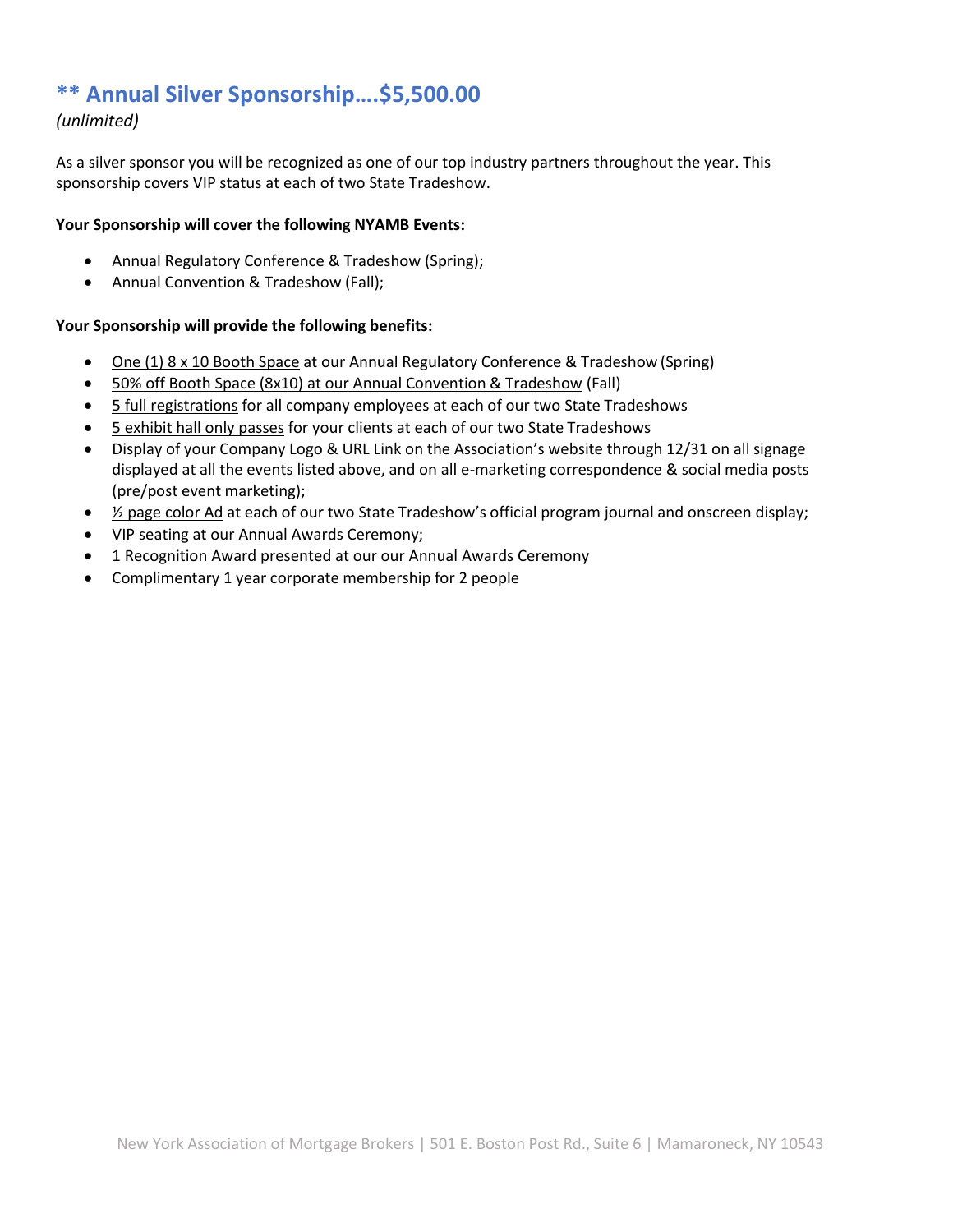## ** Annual Silver Sponsorship….$5,500.00

*(unlimited)*

As a silver sponsor you will be recognized as one of our top industry partners throughout the year. This sponsorship covers VIP status at each of two State Tradeshow.

**Your Sponsorship will cover the following NYAMB Events:**

- Annual Regulatory Conference & Tradeshow (Spring);
- Annual Convention & Tradeshow (Fall);

**Your Sponsorship will provide the following benefits:**

- One (1) 8 x 10 Booth Space at our Annual Regulatory Conference & Tradeshow (Spring)
- 50% off Booth Space (8x10) at our Annual Convention & Tradeshow (Fall)
- 5 full registrations for all company employees at each of our two State Tradeshows
- 5 exhibit hall only passes for your clients at each of our two State Tradeshows
- Display of your Company Logo & URL Link on the Association's website through 12/31 on all signage displayed at all the events listed above, and on all e-marketing correspondence & social media posts (pre/post event marketing);
- ½ page color Ad at each of our two State Tradeshow's official program journal and onscreen display;
- VIP seating at our Annual Awards Ceremony;
- 1 Recognition Award presented at our our Annual Awards Ceremony
- Complimentary 1 year corporate membership for 2 people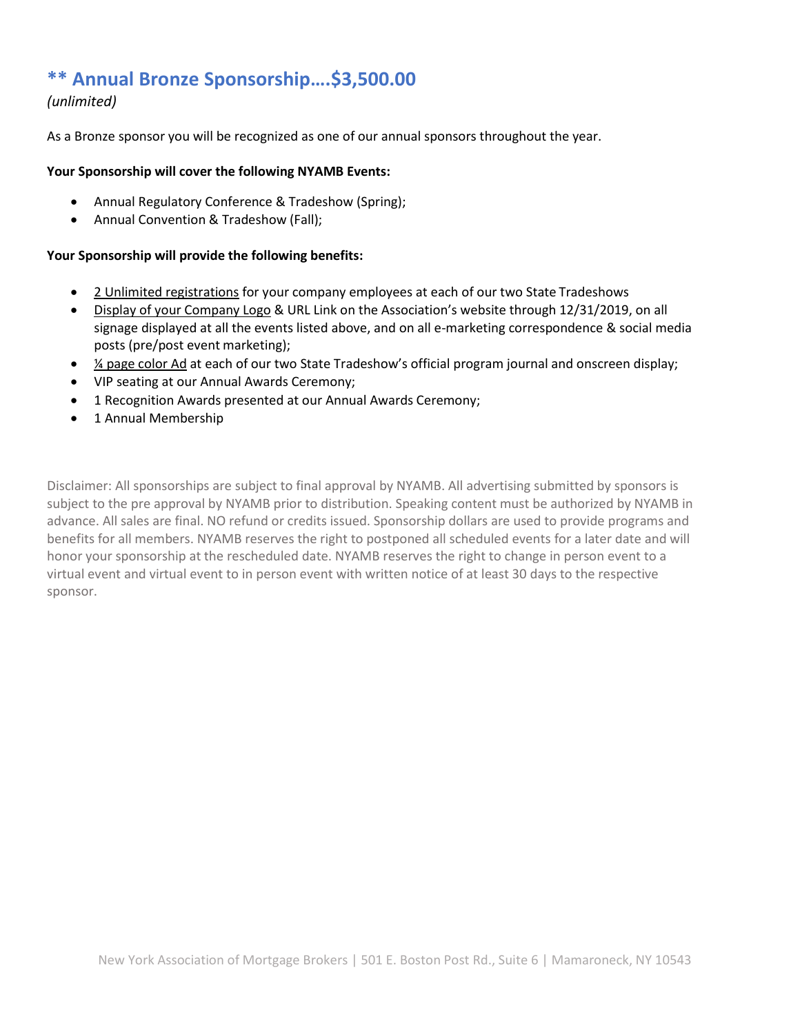## ** Annual Bronze Sponsorship….$3,500.00

*(unlimited)*

As a Bronze sponsor you will be recognized as one of our annual sponsors throughout the year.

**Your Sponsorship will cover the following NYAMB Events:**

- Annual Regulatory Conference & Tradeshow (Spring);
- Annual Convention & Tradeshow (Fall);

**Your Sponsorship will provide the following benefits:**

- 2 Unlimited registrations for your company employees at each of our two State Tradeshows
- Display of your Company Logo & URL Link on the Association's website through 12/31/2019, on all signage displayed at all the events listed above, and on all e-marketing correspondence & social media posts (pre/post event marketing);
- ¼ page color Ad at each of our two State Tradeshow's official program journal and onscreen display;
- VIP seating at our Annual Awards Ceremony;
- 1 Recognition Awards presented at our Annual Awards Ceremony;
- 1 Annual Membership

Disclaimer: All sponsorships are subject to final approval by NYAMB. All advertising submitted by sponsors is subject to the pre approval by NYAMB prior to distribution. Speaking content must be authorized by NYAMB in advance. All sales are final. NO refund or credits issued. Sponsorship dollars are used to provide programs and benefits for all members. NYAMB reserves the right to postponed all scheduled events for a later date and will honor your sponsorship at the rescheduled date. NYAMB reserves the right to change in person event to a virtual event and virtual event to in person event with written notice of at least 30 days to the respective sponsor.

New York Association of Mortgage Brokers | 501 E. Boston Post Rd., Suite 6 | Mamaroneck, NY 10543